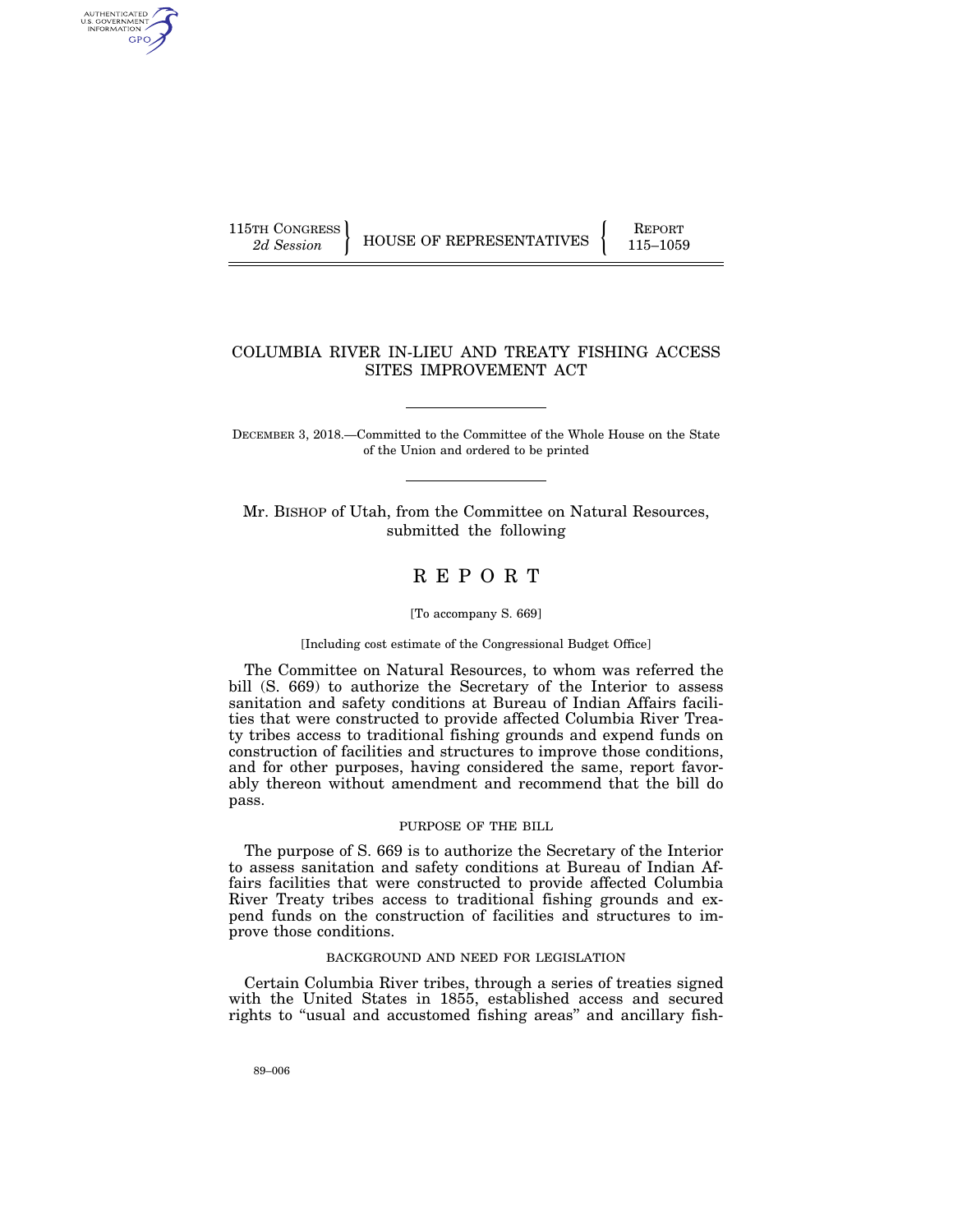115TH CONGRESS
*2d Session*

HOUSE OF REPRESENTATIVES

REPORT
115–1059

# COLUMBIA RIVER IN-LIEU AND TREATY FISHING ACCESS SITES IMPROVEMENT ACT

DECEMBER 3, 2018.—Committed to the Committee of the Whole House on the State of the Union and ordered to be printed

Mr. BISHOP of Utah, from the Committee on Natural Resources, submitted the following

# REPORT

[To accompany S. 669]

[Including cost estimate of the Congressional Budget Office]

The Committee on Natural Resources, to whom was referred the bill (S. 669) to authorize the Secretary of the Interior to assess sanitation and safety conditions at Bureau of Indian Affairs facilities that were constructed to provide affected Columbia River Treaty tribes access to traditional fishing grounds and expend funds on construction of facilities and structures to improve those conditions, and for other purposes, having considered the same, report favorably thereon without amendment and recommend that the bill do pass.

## PURPOSE OF THE BILL

The purpose of S. 669 is to authorize the Secretary of the Interior to assess sanitation and safety conditions at Bureau of Indian Affairs facilities that were constructed to provide affected Columbia River Treaty tribes access to traditional fishing grounds and expend funds on the construction of facilities and structures to improve those conditions.

## BACKGROUND AND NEED FOR LEGISLATION

Certain Columbia River tribes, through a series of treaties signed with the United States in 1855, established access and secured rights to "usual and accustomed fishing areas" and ancillary fish-

89–006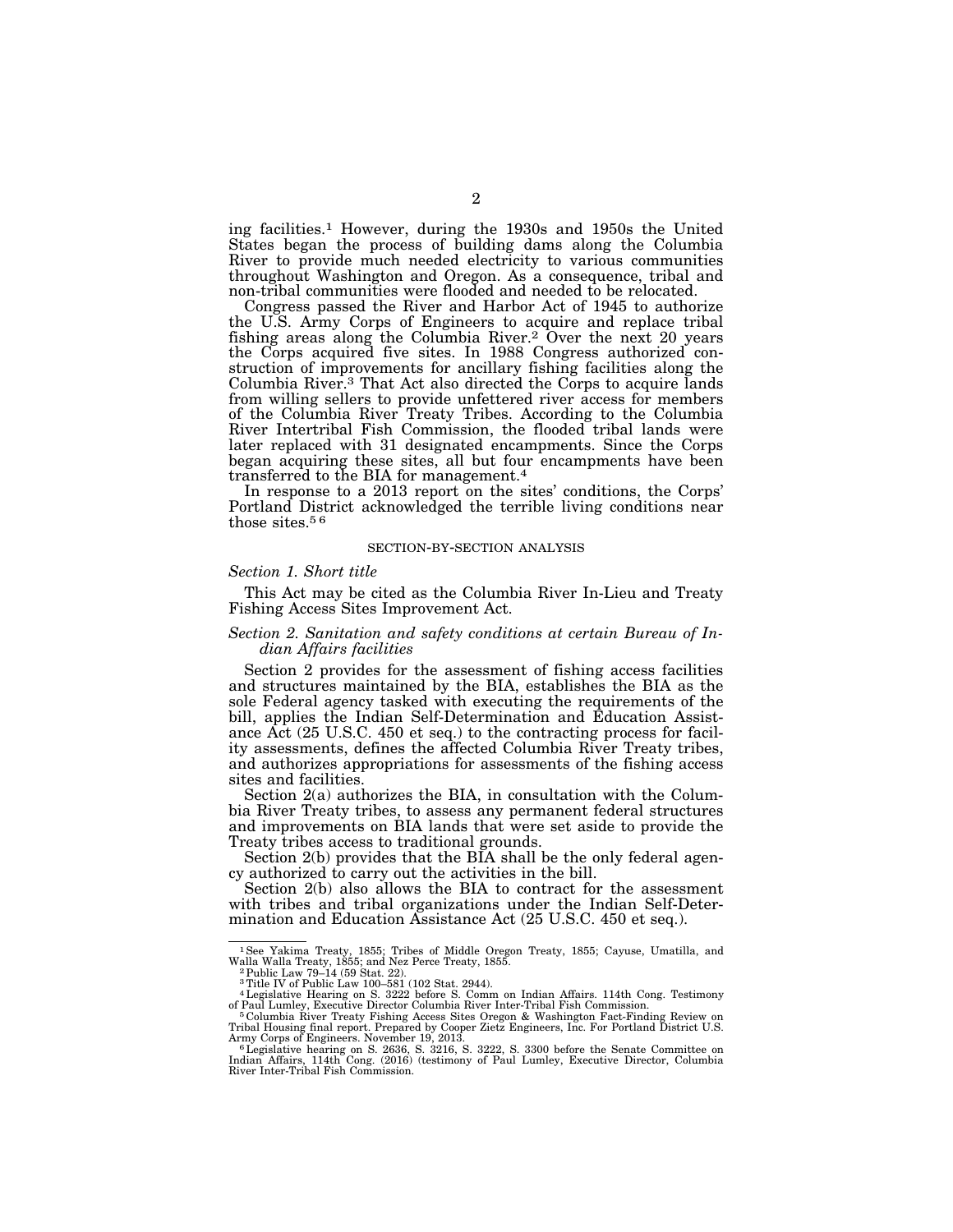ing facilities.[1] However, during the 1930s and 1950s the United States began the process of building dams along the Columbia River to provide much needed electricity to various communities throughout Washington and Oregon. As a consequence, tribal and non-tribal communities were flooded and needed to be relocated.

Congress passed the River and Harbor Act of 1945 to authorize the U.S. Army Corps of Engineers to acquire and replace tribal fishing areas along the Columbia River.[2] Over the next 20 years the Corps acquired five sites. In 1988 Congress authorized construction of improvements for ancillary fishing facilities along the Columbia River.[3] That Act also directed the Corps to acquire lands from willing sellers to provide unfettered river access for members of the Columbia River Treaty Tribes. According to the Columbia River Intertribal Fish Commission, the flooded tribal lands were later replaced with 31 designated encampments. Since the Corps began acquiring these sites, all but four encampments have been transferred to the BIA for management.[4]

In response to a 2013 report on the sites' conditions, the Corps' Portland District acknowledged the terrible living conditions near those sites.[5] [6]

## SECTION-BY-SECTION ANALYSIS

### *Section 1. Short title*

This Act may be cited as the Columbia River In-Lieu and Treaty Fishing Access Sites Improvement Act.

### *Section 2. Sanitation and safety conditions at certain Bureau of Indian Affairs facilities*

Section 2 provides for the assessment of fishing access facilities and structures maintained by the BIA, establishes the BIA as the sole Federal agency tasked with executing the requirements of the bill, applies the Indian Self-Determination and Education Assistance Act (25 U.S.C. 450 et seq.) to the contracting process for facility assessments, defines the affected Columbia River Treaty tribes, and authorizes appropriations for assessments of the fishing access sites and facilities.

Section 2(a) authorizes the BIA, in consultation with the Columbia River Treaty tribes, to assess any permanent federal structures and improvements on BIA lands that were set aside to provide the Treaty tribes access to traditional grounds.

Section 2(b) provides that the BIA shall be the only federal agency authorized to carry out the activities in the bill.

Section 2(b) also allows the BIA to contract for the assessment with tribes and tribal organizations under the Indian Self-Determination and Education Assistance Act (25 U.S.C. 450 et seq.).

---

[1] See Yakima Treaty, 1855; Tribes of Middle Oregon Treaty, 1855; Cayuse, Umatilla, and Walla Walla Treaty, 1855; and Nez Perce Treaty, 1855.

[2] Public Law 79–14 (59 Stat. 22).

[3] Title IV of Public Law 100–581 (102 Stat. 2944).

[4] Legislative Hearing on S. 3222 before S. Comm on Indian Affairs. 114th Cong. Testimony of Paul Lumley, Executive Director Columbia River Inter-Tribal Fish Commission.

[5] Columbia River Treaty Fishing Access Sites Oregon & Washington Fact-Finding Review on Tribal Housing final report. Prepared by Cooper Zietz Engineers, Inc. For Portland District U.S. Army Corps of Engineers. November 19, 2013.

[6] Legislative hearing on S. 2636, S. 3216, S. 3222, S. 3300 before the Senate Committee on Indian Affairs, 114th Cong. (2016) (testimony of Paul Lumley, Executive Director, Columbia River Inter-Tribal Fish Commission.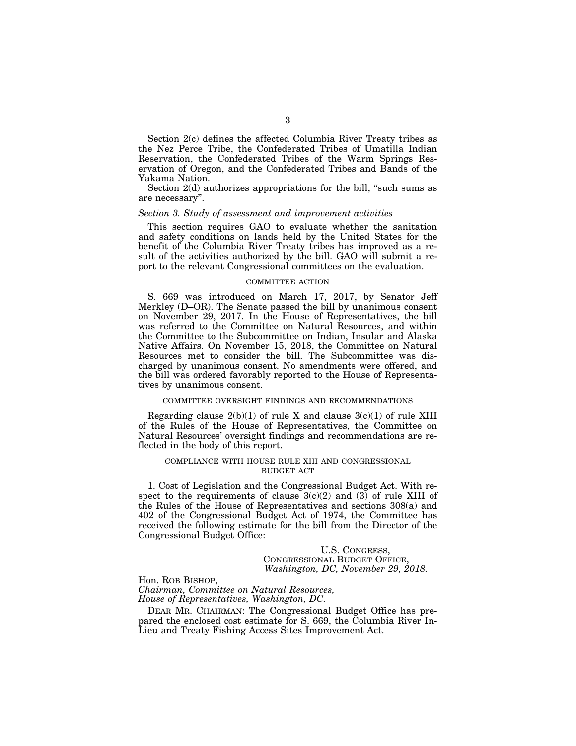Section 2(c) defines the affected Columbia River Treaty tribes as the Nez Perce Tribe, the Confederated Tribes of Umatilla Indian Reservation, the Confederated Tribes of the Warm Springs Reservation of Oregon, and the Confederated Tribes and Bands of the Yakama Nation.

Section 2(d) authorizes appropriations for the bill, "such sums as are necessary".

*Section 3. Study of assessment and improvement activities*

This section requires GAO to evaluate whether the sanitation and safety conditions on lands held by the United States for the benefit of the Columbia River Treaty tribes has improved as a result of the activities authorized by the bill. GAO will submit a report to the relevant Congressional committees on the evaluation.

## COMMITTEE ACTION

S. 669 was introduced on March 17, 2017, by Senator Jeff Merkley (D–OR). The Senate passed the bill by unanimous consent on November 29, 2017. In the House of Representatives, the bill was referred to the Committee on Natural Resources, and within the Committee to the Subcommittee on Indian, Insular and Alaska Native Affairs. On November 15, 2018, the Committee on Natural Resources met to consider the bill. The Subcommittee was discharged by unanimous consent. No amendments were offered, and the bill was ordered favorably reported to the House of Representatives by unanimous consent.

## COMMITTEE OVERSIGHT FINDINGS AND RECOMMENDATIONS

Regarding clause 2(b)(1) of rule X and clause 3(c)(1) of rule XIII of the Rules of the House of Representatives, the Committee on Natural Resources' oversight findings and recommendations are reflected in the body of this report.

## COMPLIANCE WITH HOUSE RULE XIII AND CONGRESSIONAL BUDGET ACT

1. Cost of Legislation and the Congressional Budget Act. With respect to the requirements of clause 3(c)(2) and (3) of rule XIII of the Rules of the House of Representatives and sections 308(a) and 402 of the Congressional Budget Act of 1974, the Committee has received the following estimate for the bill from the Director of the Congressional Budget Office:

U.S. CONGRESS,
CONGRESSIONAL BUDGET OFFICE,
*Washington, DC, November 29, 2018.*

Hon. ROB BISHOP,
*Chairman, Committee on Natural Resources,*
*House of Representatives, Washington, DC.*

DEAR MR. CHAIRMAN: The Congressional Budget Office has prepared the enclosed cost estimate for S. 669, the Columbia River In-Lieu and Treaty Fishing Access Sites Improvement Act.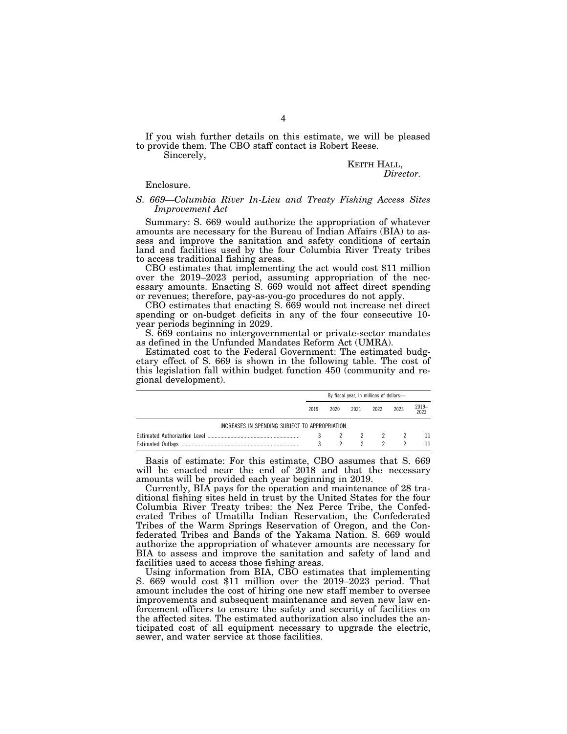If you wish further details on this estimate, we will be pleased to provide them. The CBO staff contact is Robert Reese.

Sincerely,

KEITH HALL,
*Director.*

Enclosure.

*S. 669—Columbia River In-Lieu and Treaty Fishing Access Sites Improvement Act*

Summary: S. 669 would authorize the appropriation of whatever amounts are necessary for the Bureau of Indian Affairs (BIA) to assess and improve the sanitation and safety conditions of certain land and facilities used by the four Columbia River Treaty tribes to access traditional fishing areas.

CBO estimates that implementing the act would cost $11 million over the 2019–2023 period, assuming appropriation of the necessary amounts. Enacting S. 669 would not affect direct spending or revenues; therefore, pay-as-you-go procedures do not apply.

CBO estimates that enacting S. 669 would not increase net direct spending or on-budget deficits in any of the four consecutive 10-year periods beginning in 2029.

S. 669 contains no intergovernmental or private-sector mandates as defined in the Unfunded Mandates Reform Act (UMRA).

Estimated cost to the Federal Government: The estimated budgetary effect of S. 669 is shown in the following table. The cost of this legislation fall within budget function 450 (community and regional development).

| | By fiscal year, in millions of dollars— | | | | | |
|---|---|---|---|---|---|---|
| | 2019 | 2020 | 2021 | 2022 | 2023 | 2019–2023 |
| INCREASES IN SPENDING SUBJECT TO APPROPRIATION | | | | | | |
| Estimated Authorization Level | 3 | 2 | 2 | 2 | 2 | 11 |
| Estimated Outlays | 3 | 2 | 2 | 2 | 2 | 11 |

Basis of estimate: For this estimate, CBO assumes that S. 669 will be enacted near the end of 2018 and that the necessary amounts will be provided each year beginning in 2019.

Currently, BIA pays for the operation and maintenance of 28 traditional fishing sites held in trust by the United States for the four Columbia River Treaty tribes: the Nez Perce Tribe, the Confederated Tribes of Umatilla Indian Reservation, the Confederated Tribes of the Warm Springs Reservation of Oregon, and the Confederated Tribes and Bands of the Yakama Nation. S. 669 would authorize the appropriation of whatever amounts are necessary for BIA to assess and improve the sanitation and safety of land and facilities used to access those fishing areas.

Using information from BIA, CBO estimates that implementing S. 669 would cost $11 million over the 2019–2023 period. That amount includes the cost of hiring one new staff member to oversee improvements and subsequent maintenance and seven new law enforcement officers to ensure the safety and security of facilities on the affected sites. The estimated authorization also includes the anticipated cost of all equipment necessary to upgrade the electric, sewer, and water service at those facilities.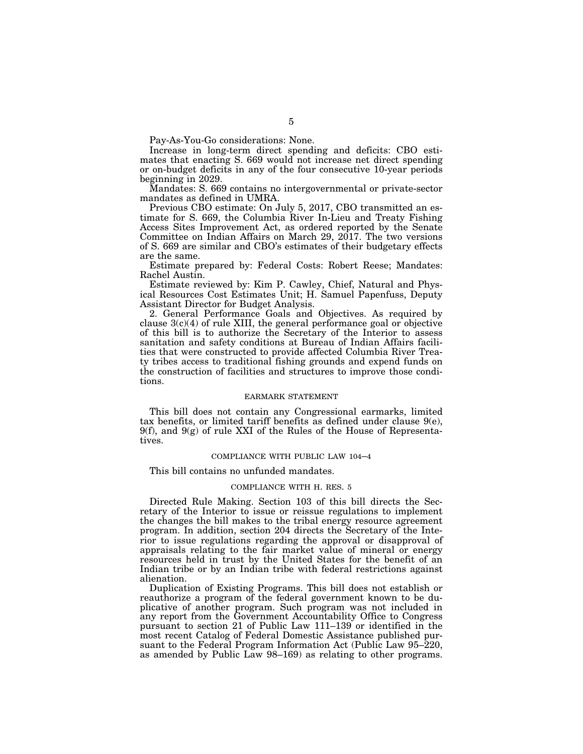Pay-As-You-Go considerations: None.

Increase in long-term direct spending and deficits: CBO estimates that enacting S. 669 would not increase net direct spending or on-budget deficits in any of the four consecutive 10-year periods beginning in 2029.

Mandates: S. 669 contains no intergovernmental or private-sector mandates as defined in UMRA.

Previous CBO estimate: On July 5, 2017, CBO transmitted an estimate for S. 669, the Columbia River In-Lieu and Treaty Fishing Access Sites Improvement Act, as ordered reported by the Senate Committee on Indian Affairs on March 29, 2017. The two versions of S. 669 are similar and CBO's estimates of their budgetary effects are the same.

Estimate prepared by: Federal Costs: Robert Reese; Mandates: Rachel Austin.

Estimate reviewed by: Kim P. Cawley, Chief, Natural and Physical Resources Cost Estimates Unit; H. Samuel Papenfuss, Deputy Assistant Director for Budget Analysis.

2. General Performance Goals and Objectives. As required by clause 3(c)(4) of rule XIII, the general performance goal or objective of this bill is to authorize the Secretary of the Interior to assess sanitation and safety conditions at Bureau of Indian Affairs facilities that were constructed to provide affected Columbia River Treaty tribes access to traditional fishing grounds and expend funds on the construction of facilities and structures to improve those conditions.

## EARMARK STATEMENT

This bill does not contain any Congressional earmarks, limited tax benefits, or limited tariff benefits as defined under clause 9(e), 9(f), and 9(g) of rule XXI of the Rules of the House of Representatives.

## COMPLIANCE WITH PUBLIC LAW 104–4

This bill contains no unfunded mandates.

## COMPLIANCE WITH H. RES. 5

Directed Rule Making. Section 103 of this bill directs the Secretary of the Interior to issue or reissue regulations to implement the changes the bill makes to the tribal energy resource agreement program. In addition, section 204 directs the Secretary of the Interior to issue regulations regarding the approval or disapproval of appraisals relating to the fair market value of mineral or energy resources held in trust by the United States for the benefit of an Indian tribe or by an Indian tribe with federal restrictions against alienation.

Duplication of Existing Programs. This bill does not establish or reauthorize a program of the federal government known to be duplicative of another program. Such program was not included in any report from the Government Accountability Office to Congress pursuant to section 21 of Public Law 111–139 or identified in the most recent Catalog of Federal Domestic Assistance published pursuant to the Federal Program Information Act (Public Law 95–220, as amended by Public Law 98–169) as relating to other programs.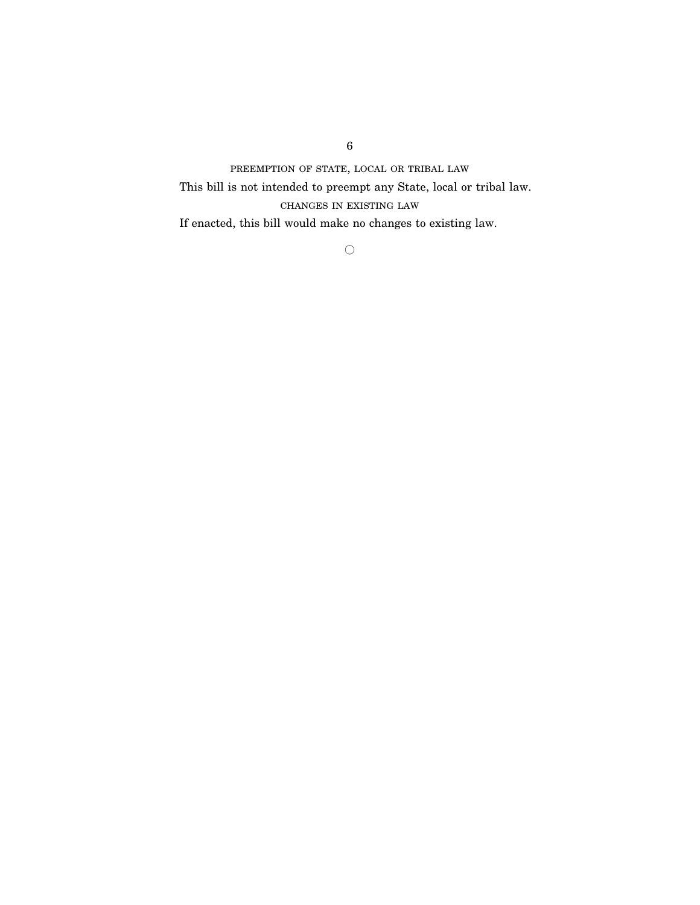PREEMPTION OF STATE, LOCAL OR TRIBAL LAW

This bill is not intended to preempt any State, local or tribal law.

CHANGES IN EXISTING LAW

If enacted, this bill would make no changes to existing law.

○